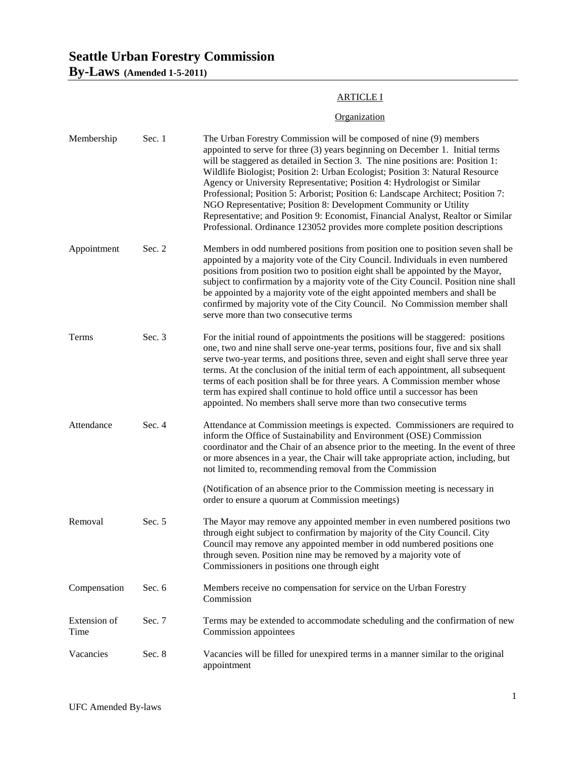# Seattle Urban Forestry Commission

## By-Laws (Amended 1-5-2011)

### ARTICLE I

#### Organization

| | | |
|---|---|---|
| Membership | Sec. 1 | The Urban Forestry Commission will be composed of nine (9) members appointed to serve for three (3) years beginning on December 1. Initial terms will be staggered as detailed in Section 3. The nine positions are: Position 1: Wildlife Biologist; Position 2: Urban Ecologist; Position 3: Natural Resource Agency or University Representative; Position 4: Hydrologist or Similar Professional; Position 5: Arborist; Position 6: Landscape Architect; Position 7: NGO Representative; Position 8: Development Community or Utility Representative; and Position 9: Economist, Financial Analyst, Realtor or Similar Professional. Ordinance 123052 provides more complete position descriptions |
| Appointment | Sec. 2 | Members in odd numbered positions from position one to position seven shall be appointed by a majority vote of the City Council. Individuals in even numbered positions from position two to position eight shall be appointed by the Mayor, subject to confirmation by a majority vote of the City Council. Position nine shall be appointed by a majority vote of the eight appointed members and shall be confirmed by majority vote of the City Council. No Commission member shall serve more than two consecutive terms |
| Terms | Sec. 3 | For the initial round of appointments the positions will be staggered: positions one, two and nine shall serve one-year terms, positions four, five and six shall serve two-year terms, and positions three, seven and eight shall serve three year terms. At the conclusion of the initial term of each appointment, all subsequent terms of each position shall be for three years. A Commission member whose term has expired shall continue to hold office until a successor has been appointed. No members shall serve more than two consecutive terms |
| Attendance | Sec. 4 | Attendance at Commission meetings is expected. Commissioners are required to inform the Office of Sustainability and Environment (OSE) Commission coordinator and the Chair of an absence prior to the meeting. In the event of three or more absences in a year, the Chair will take appropriate action, including, but not limited to, recommending removal from the Commission<br><br>(Notification of an absence prior to the Commission meeting is necessary in order to ensure a quorum at Commission meetings) |
| Removal | Sec. 5 | The Mayor may remove any appointed member in even numbered positions two through eight subject to confirmation by majority of the City Council. City Council may remove any appointed member in odd numbered positions one through seven. Position nine may be removed by a majority vote of Commissioners in positions one through eight |
| Compensation | Sec. 6 | Members receive no compensation for service on the Urban Forestry Commission |
| Extension of Time | Sec. 7 | Terms may be extended to accommodate scheduling and the confirmation of new Commission appointees |
| Vacancies | Sec. 8 | Vacancies will be filled for unexpired terms in a manner similar to the original appointment |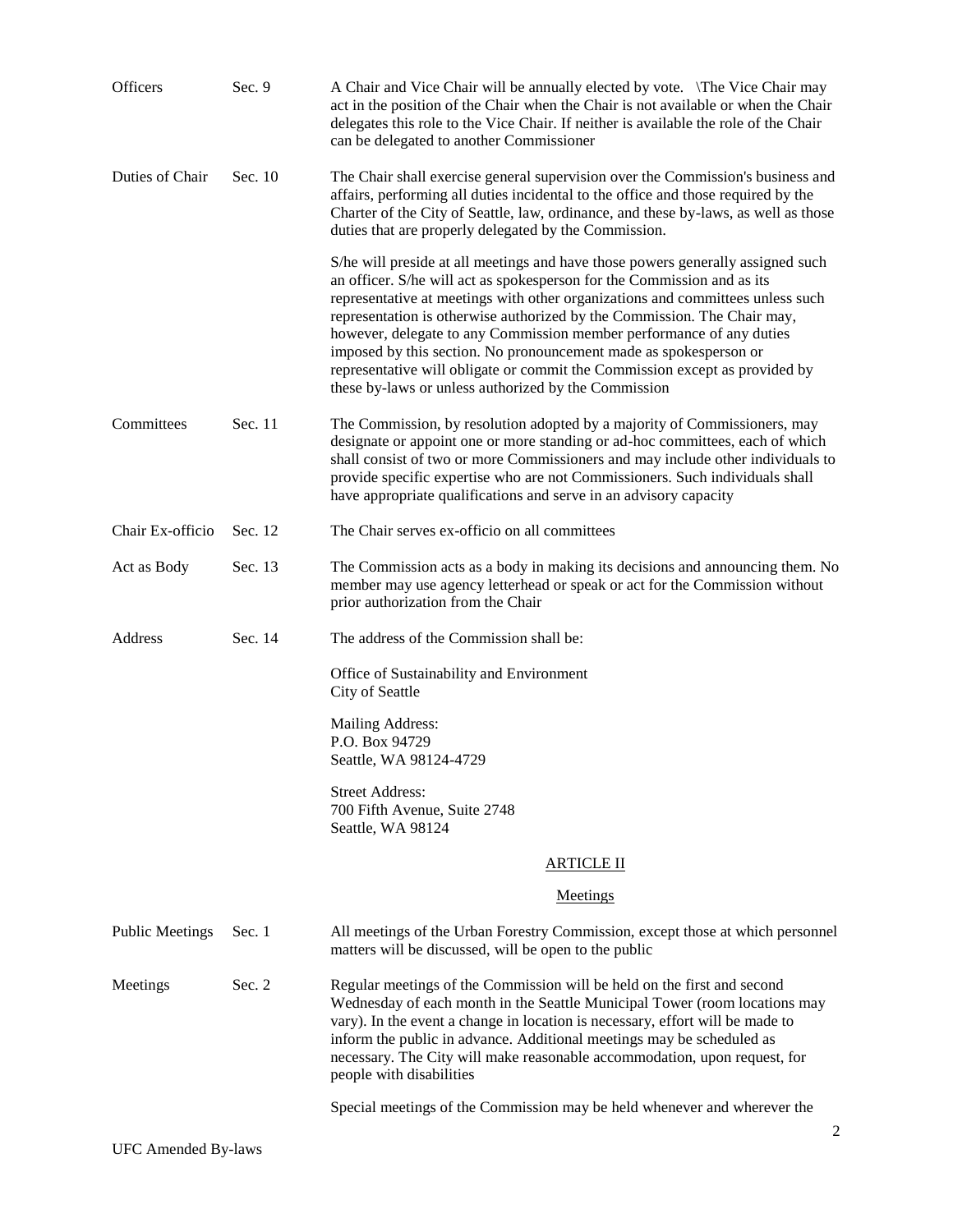| | | |
|---|---|---|
| Officers | Sec. 9 | A Chair and Vice Chair will be annually elected by vote. \The Vice Chair may act in the position of the Chair when the Chair is not available or when the Chair delegates this role to the Vice Chair. If neither is available the role of the Chair can be delegated to another Commissioner |
| Duties of Chair | Sec. 10 | The Chair shall exercise general supervision over the Commission's business and affairs, performing all duties incidental to the office and those required by the Charter of the City of Seattle, law, ordinance, and these by-laws, as well as those duties that are properly delegated by the Commission.<br><br>S/he will preside at all meetings and have those powers generally assigned such an officer. S/he will act as spokesperson for the Commission and as its representative at meetings with other organizations and committees unless such representation is otherwise authorized by the Commission. The Chair may, however, delegate to any Commission member performance of any duties imposed by this section. No pronouncement made as spokesperson or representative will obligate or commit the Commission except as provided by these by-laws or unless authorized by the Commission |
| Committees | Sec. 11 | The Commission, by resolution adopted by a majority of Commissioners, may designate or appoint one or more standing or ad-hoc committees, each of which shall consist of two or more Commissioners and may include other individuals to provide specific expertise who are not Commissioners. Such individuals shall have appropriate qualifications and serve in an advisory capacity |
| Chair Ex-officio | Sec. 12 | The Chair serves ex-officio on all committees |
| Act as Body | Sec. 13 | The Commission acts as a body in making its decisions and announcing them. No member may use agency letterhead or speak or act for the Commission without prior authorization from the Chair |
| Address | Sec. 14 | The address of the Commission shall be:<br><br>Office of Sustainability and Environment<br>City of Seattle<br><br>Mailing Address:<br>P.O. Box 94729<br>Seattle, WA 98124-4729<br><br>Street Address:<br>700 Fifth Avenue, Suite 2748<br>Seattle, WA 98124 |

## ARTICLE II

## Meetings

| | | |
|---|---|---|
| Public Meetings | Sec. 1 | All meetings of the Urban Forestry Commission, except those at which personnel matters will be discussed, will be open to the public |
| Meetings | Sec. 2 | Regular meetings of the Commission will be held on the first and second Wednesday of each month in the Seattle Municipal Tower (room locations may vary). In the event a change in location is necessary, effort will be made to inform the public in advance. Additional meetings may be scheduled as necessary. The City will make reasonable accommodation, upon request, for people with disabilities<br><br>Special meetings of the Commission may be held whenever and wherever the |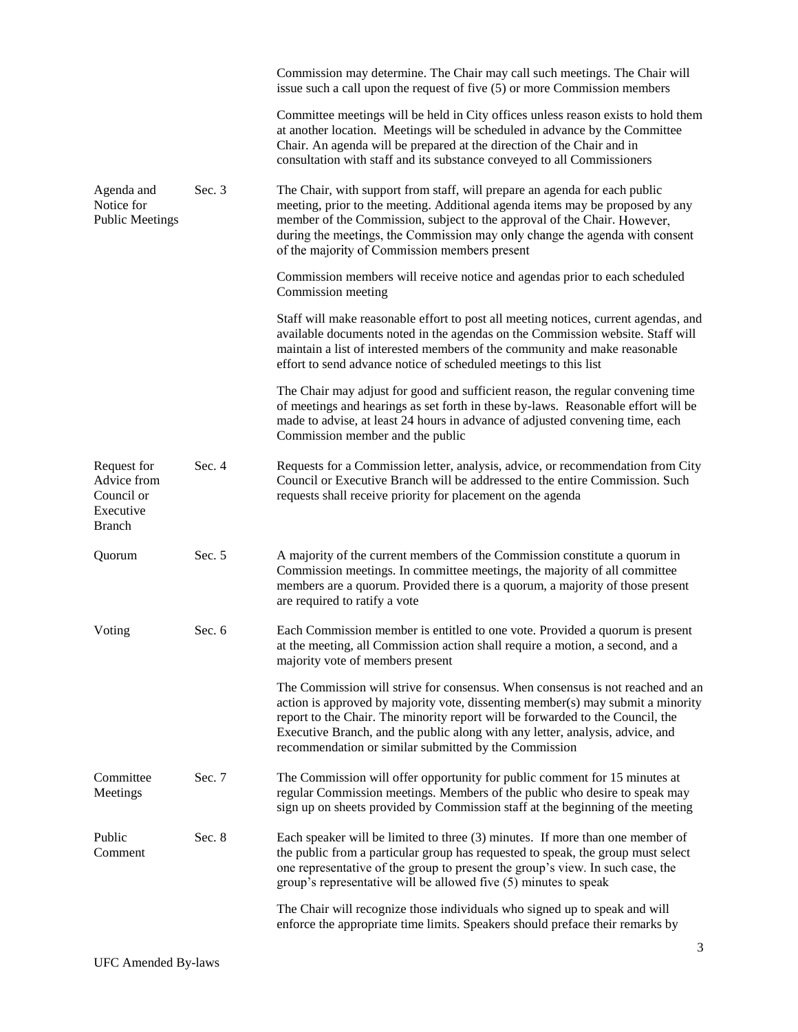Commission may determine. The Chair may call such meetings. The Chair will issue such a call upon the request of five (5) or more Commission members

Committee meetings will be held in City offices unless reason exists to hold them at another location. Meetings will be scheduled in advance by the Committee Chair. An agenda will be prepared at the direction of the Chair and in consultation with staff and its substance conveyed to all Commissioners

**Agenda and Notice for Public Meetings** — **Sec. 3**

The Chair, with support from staff, will prepare an agenda for each public meeting, prior to the meeting. Additional agenda items may be proposed by any member of the Commission, subject to the approval of the Chair. However, during the meetings, the Commission may only change the agenda with consent of the majority of Commission members present

Commission members will receive notice and agendas prior to each scheduled Commission meeting

Staff will make reasonable effort to post all meeting notices, current agendas, and available documents noted in the agendas on the Commission website. Staff will maintain a list of interested members of the community and make reasonable effort to send advance notice of scheduled meetings to this list

The Chair may adjust for good and sufficient reason, the regular convening time of meetings and hearings as set forth in these by-laws. Reasonable effort will be made to advise, at least 24 hours in advance of adjusted convening time, each Commission member and the public

**Request for Advice from Council or Executive Branch** — **Sec. 4**

Requests for a Commission letter, analysis, advice, or recommendation from City Council or Executive Branch will be addressed to the entire Commission. Such requests shall receive priority for placement on the agenda

**Quorum** — **Sec. 5**

A majority of the current members of the Commission constitute a quorum in Commission meetings. In committee meetings, the majority of all committee members are a quorum. Provided there is a quorum, a majority of those present are required to ratify a vote

**Voting** — **Sec. 6**

Each Commission member is entitled to one vote. Provided a quorum is present at the meeting, all Commission action shall require a motion, a second, and a majority vote of members present

The Commission will strive for consensus. When consensus is not reached and an action is approved by majority vote, dissenting member(s) may submit a minority report to the Chair. The minority report will be forwarded to the Council, the Executive Branch, and the public along with any letter, analysis, advice, and recommendation or similar submitted by the Commission

**Committee Meetings** — **Sec. 7**

The Commission will offer opportunity for public comment for 15 minutes at regular Commission meetings. Members of the public who desire to speak may sign up on sheets provided by Commission staff at the beginning of the meeting

**Public Comment** — **Sec. 8**

Each speaker will be limited to three (3) minutes. If more than one member of the public from a particular group has requested to speak, the group must select one representative of the group to present the group's view. In such case, the group's representative will be allowed five (5) minutes to speak

The Chair will recognize those individuals who signed up to speak and will enforce the appropriate time limits. Speakers should preface their remarks by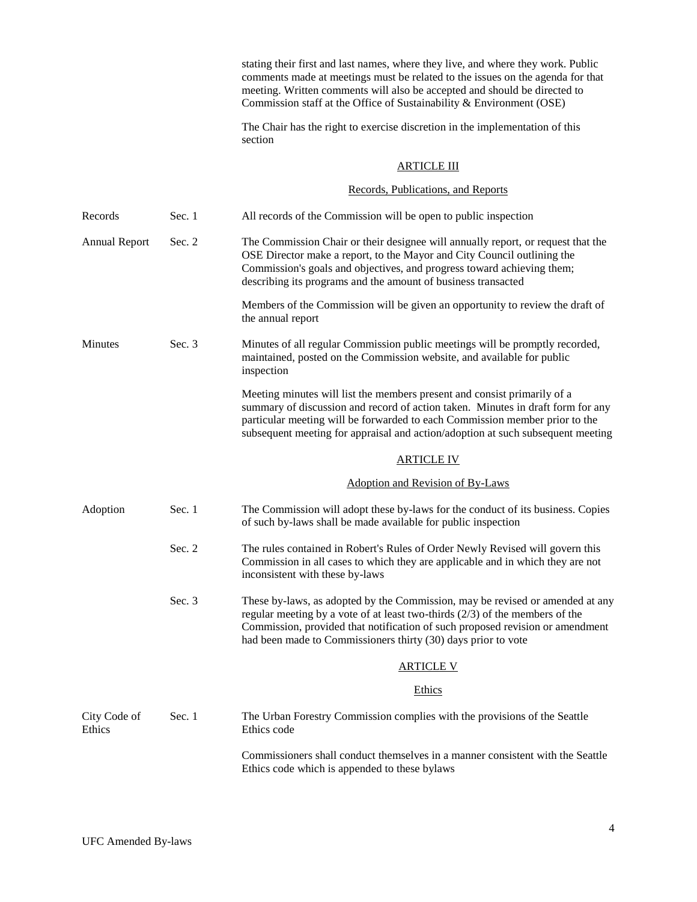stating their first and last names, where they live, and where they work. Public comments made at meetings must be related to the issues on the agenda for that meeting. Written comments will also be accepted and should be directed to Commission staff at the Office of Sustainability & Environment (OSE)

The Chair has the right to exercise discretion in the implementation of this section

## ARTICLE III

### Records, Publications, and Reports

**Records** — Sec. 1 — All records of the Commission will be open to public inspection

**Annual Report** — Sec. 2 — The Commission Chair or their designee will annually report, or request that the OSE Director make a report, to the Mayor and City Council outlining the Commission's goals and objectives, and progress toward achieving them; describing its programs and the amount of business transacted

Members of the Commission will be given an opportunity to review the draft of the annual report

**Minutes** — Sec. 3 — Minutes of all regular Commission public meetings will be promptly recorded, maintained, posted on the Commission website, and available for public inspection

Meeting minutes will list the members present and consist primarily of a summary of discussion and record of action taken. Minutes in draft form for any particular meeting will be forwarded to each Commission member prior to the subsequent meeting for appraisal and action/adoption at such subsequent meeting

## ARTICLE IV

### Adoption and Revision of By-Laws

**Adoption** — Sec. 1 — The Commission will adopt these by-laws for the conduct of its business. Copies of such by-laws shall be made available for public inspection

Sec. 2 — The rules contained in Robert's Rules of Order Newly Revised will govern this Commission in all cases to which they are applicable and in which they are not inconsistent with these by-laws

Sec. 3 — These by-laws, as adopted by the Commission, may be revised or amended at any regular meeting by a vote of at least two-thirds (2/3) of the members of the Commission, provided that notification of such proposed revision or amendment had been made to Commissioners thirty (30) days prior to vote

## ARTICLE V

### Ethics

**City Code of Ethics** — Sec. 1 — The Urban Forestry Commission complies with the provisions of the Seattle Ethics code

Commissioners shall conduct themselves in a manner consistent with the Seattle Ethics code which is appended to these bylaws